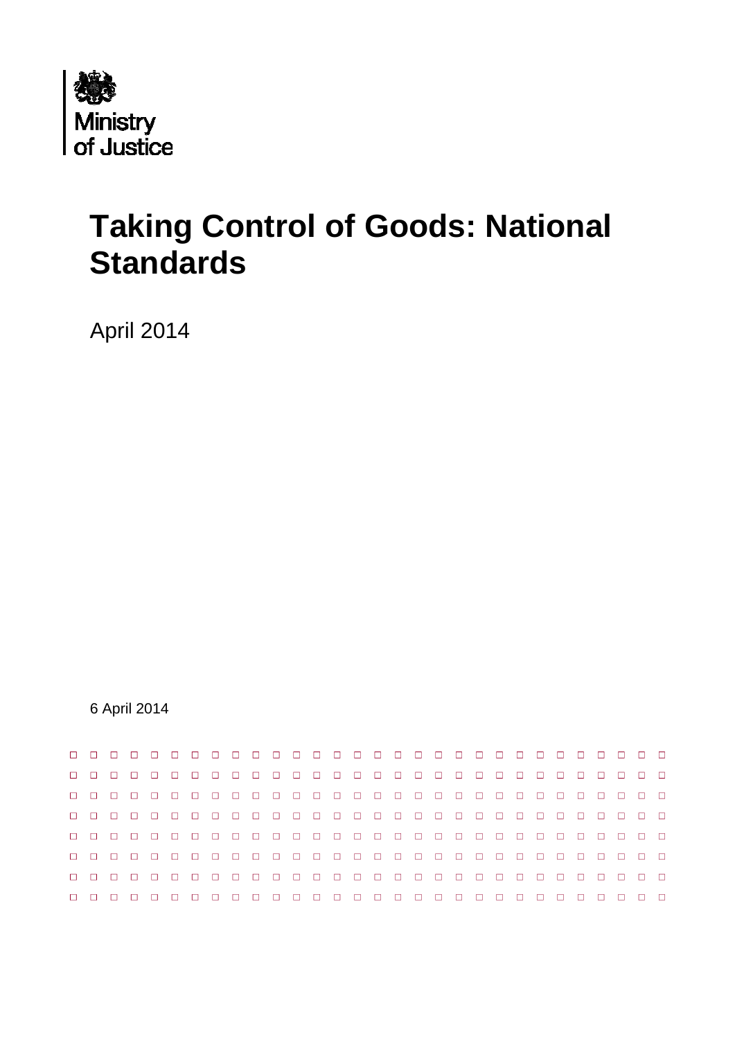Ministry of Justice

# Taking Control of Goods: National Standards

April 2014

6 April 2014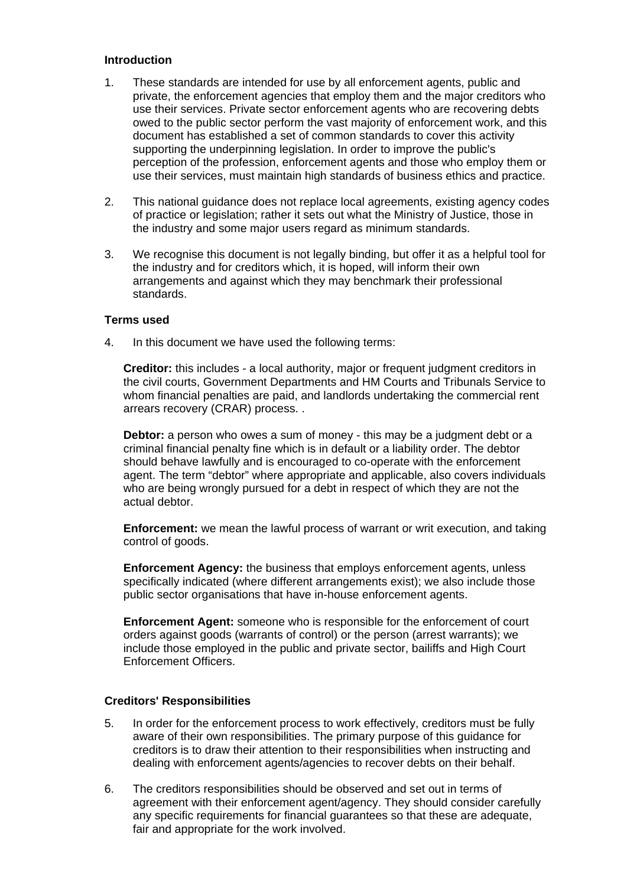### Introduction

1. These standards are intended for use by all enforcement agents, public and private, the enforcement agencies that employ them and the major creditors who use their services. Private sector enforcement agents who are recovering debts owed to the public sector perform the vast majority of enforcement work, and this document has established a set of common standards to cover this activity supporting the underpinning legislation. In order to improve the public's perception of the profession, enforcement agents and those who employ them or use their services, must maintain high standards of business ethics and practice.

2. This national guidance does not replace local agreements, existing agency codes of practice or legislation; rather it sets out what the Ministry of Justice, those in the industry and some major users regard as minimum standards.

3. We recognise this document is not legally binding, but offer it as a helpful tool for the industry and for creditors which, it is hoped, will inform their own arrangements and against which they may benchmark their professional standards.

### Terms used

4. In this document we have used the following terms:

   **Creditor:** this includes - a local authority, major or frequent judgment creditors in the civil courts, Government Departments and HM Courts and Tribunals Service to whom financial penalties are paid, and landlords undertaking the commercial rent arrears recovery (CRAR) process. .

   **Debtor:** a person who owes a sum of money - this may be a judgment debt or a criminal financial penalty fine which is in default or a liability order. The debtor should behave lawfully and is encouraged to co-operate with the enforcement agent. The term "debtor" where appropriate and applicable, also covers individuals who are being wrongly pursued for a debt in respect of which they are not the actual debtor.

   **Enforcement:** we mean the lawful process of warrant or writ execution, and taking control of goods.

   **Enforcement Agency:** the business that employs enforcement agents, unless specifically indicated (where different arrangements exist); we also include those public sector organisations that have in-house enforcement agents.

   **Enforcement Agent:** someone who is responsible for the enforcement of court orders against goods (warrants of control) or the person (arrest warrants); we include those employed in the public and private sector, bailiffs and High Court Enforcement Officers.

### Creditors' Responsibilities

5. In order for the enforcement process to work effectively, creditors must be fully aware of their own responsibilities. The primary purpose of this guidance for creditors is to draw their attention to their responsibilities when instructing and dealing with enforcement agents/agencies to recover debts on their behalf.

6. The creditors responsibilities should be observed and set out in terms of agreement with their enforcement agent/agency. They should consider carefully any specific requirements for financial guarantees so that these are adequate, fair and appropriate for the work involved.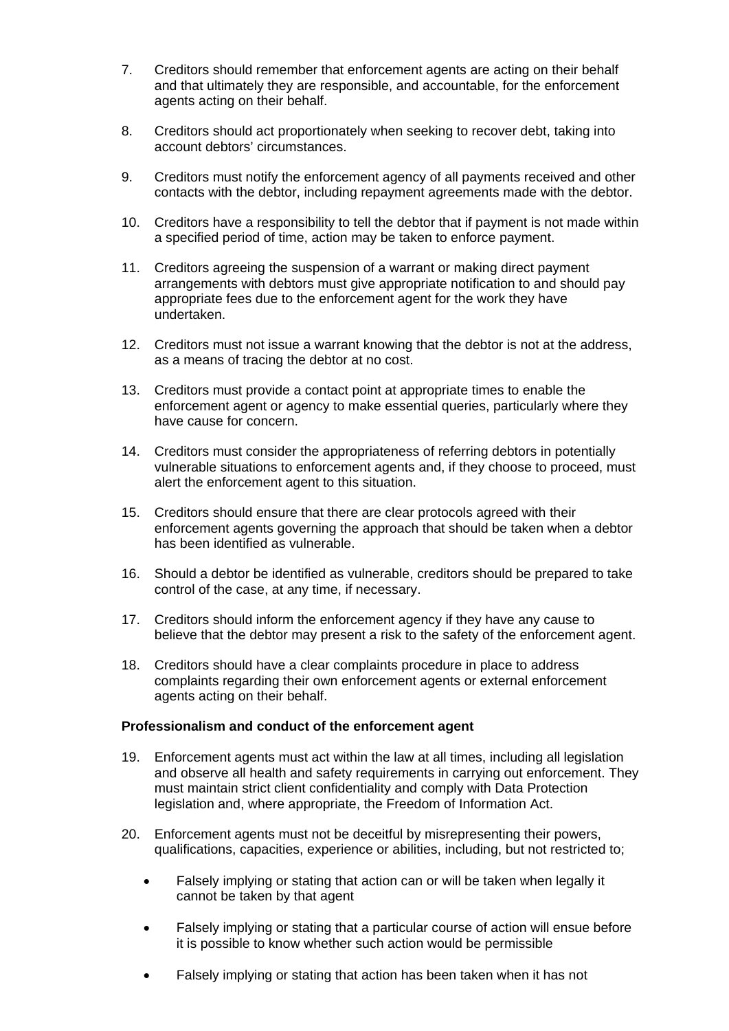7. Creditors should remember that enforcement agents are acting on their behalf and that ultimately they are responsible, and accountable, for the enforcement agents acting on their behalf.

8. Creditors should act proportionately when seeking to recover debt, taking into account debtors' circumstances.

9. Creditors must notify the enforcement agency of all payments received and other contacts with the debtor, including repayment agreements made with the debtor.

10. Creditors have a responsibility to tell the debtor that if payment is not made within a specified period of time, action may be taken to enforce payment.

11. Creditors agreeing the suspension of a warrant or making direct payment arrangements with debtors must give appropriate notification to and should pay appropriate fees due to the enforcement agent for the work they have undertaken.

12. Creditors must not issue a warrant knowing that the debtor is not at the address, as a means of tracing the debtor at no cost.

13. Creditors must provide a contact point at appropriate times to enable the enforcement agent or agency to make essential queries, particularly where they have cause for concern.

14. Creditors must consider the appropriateness of referring debtors in potentially vulnerable situations to enforcement agents and, if they choose to proceed, must alert the enforcement agent to this situation.

15. Creditors should ensure that there are clear protocols agreed with their enforcement agents governing the approach that should be taken when a debtor has been identified as vulnerable.

16. Should a debtor be identified as vulnerable, creditors should be prepared to take control of the case, at any time, if necessary.

17. Creditors should inform the enforcement agency if they have any cause to believe that the debtor may present a risk to the safety of the enforcement agent.

18. Creditors should have a clear complaints procedure in place to address complaints regarding their own enforcement agents or external enforcement agents acting on their behalf.

**Professionalism and conduct of the enforcement agent**

19. Enforcement agents must act within the law at all times, including all legislation and observe all health and safety requirements in carrying out enforcement. They must maintain strict client confidentiality and comply with Data Protection legislation and, where appropriate, the Freedom of Information Act.

20. Enforcement agents must not be deceitful by misrepresenting their powers, qualifications, capacities, experience or abilities, including, but not restricted to;

    - Falsely implying or stating that action can or will be taken when legally it cannot be taken by that agent
    - Falsely implying or stating that a particular course of action will ensue before it is possible to know whether such action would be permissible
    - Falsely implying or stating that action has been taken when it has not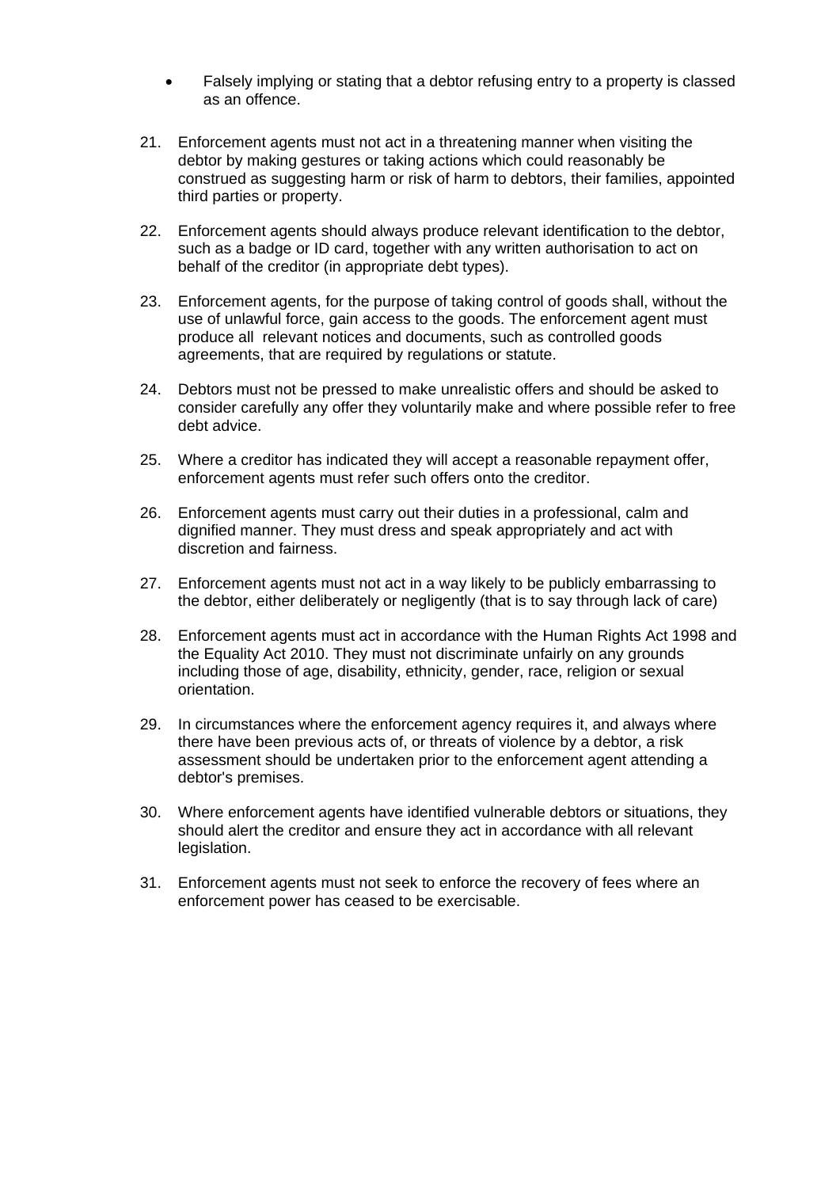- Falsely implying or stating that a debtor refusing entry to a property is classed as an offence.

21. Enforcement agents must not act in a threatening manner when visiting the debtor by making gestures or taking actions which could reasonably be construed as suggesting harm or risk of harm to debtors, their families, appointed third parties or property.

22. Enforcement agents should always produce relevant identification to the debtor, such as a badge or ID card, together with any written authorisation to act on behalf of the creditor (in appropriate debt types).

23. Enforcement agents, for the purpose of taking control of goods shall, without the use of unlawful force, gain access to the goods. The enforcement agent must produce all relevant notices and documents, such as controlled goods agreements, that are required by regulations or statute.

24. Debtors must not be pressed to make unrealistic offers and should be asked to consider carefully any offer they voluntarily make and where possible refer to free debt advice.

25. Where a creditor has indicated they will accept a reasonable repayment offer, enforcement agents must refer such offers onto the creditor.

26. Enforcement agents must carry out their duties in a professional, calm and dignified manner. They must dress and speak appropriately and act with discretion and fairness.

27. Enforcement agents must not act in a way likely to be publicly embarrassing to the debtor, either deliberately or negligently (that is to say through lack of care)

28. Enforcement agents must act in accordance with the Human Rights Act 1998 and the Equality Act 2010. They must not discriminate unfairly on any grounds including those of age, disability, ethnicity, gender, race, religion or sexual orientation.

29. In circumstances where the enforcement agency requires it, and always where there have been previous acts of, or threats of violence by a debtor, a risk assessment should be undertaken prior to the enforcement agent attending a debtor's premises.

30. Where enforcement agents have identified vulnerable debtors or situations, they should alert the creditor and ensure they act in accordance with all relevant legislation.

31. Enforcement agents must not seek to enforce the recovery of fees where an enforcement power has ceased to be exercisable.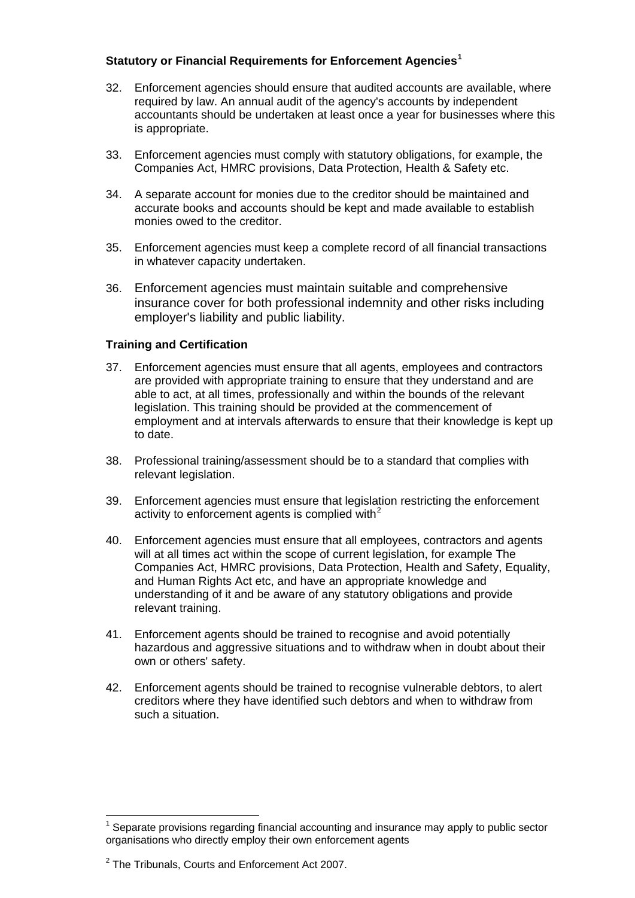### Statutory or Financial Requirements for Enforcement Agencies[1]

32. Enforcement agencies should ensure that audited accounts are available, where required by law. An annual audit of the agency's accounts by independent accountants should be undertaken at least once a year for businesses where this is appropriate.

33. Enforcement agencies must comply with statutory obligations, for example, the Companies Act, HMRC provisions, Data Protection, Health & Safety etc.

34. A separate account for monies due to the creditor should be maintained and accurate books and accounts should be kept and made available to establish monies owed to the creditor.

35. Enforcement agencies must keep a complete record of all financial transactions in whatever capacity undertaken.

36. Enforcement agencies must maintain suitable and comprehensive insurance cover for both professional indemnity and other risks including employer's liability and public liability.

### Training and Certification

37. Enforcement agencies must ensure that all agents, employees and contractors are provided with appropriate training to ensure that they understand and are able to act, at all times, professionally and within the bounds of the relevant legislation. This training should be provided at the commencement of employment and at intervals afterwards to ensure that their knowledge is kept up to date.

38. Professional training/assessment should be to a standard that complies with relevant legislation.

39. Enforcement agencies must ensure that legislation restricting the enforcement activity to enforcement agents is complied with[2]

40. Enforcement agencies must ensure that all employees, contractors and agents will at all times act within the scope of current legislation, for example The Companies Act, HMRC provisions, Data Protection, Health and Safety, Equality, and Human Rights Act etc, and have an appropriate knowledge and understanding of it and be aware of any statutory obligations and provide relevant training.

41. Enforcement agents should be trained to recognise and avoid potentially hazardous and aggressive situations and to withdraw when in doubt about their own or others' safety.

42. Enforcement agents should be trained to recognise vulnerable debtors, to alert creditors where they have identified such debtors and when to withdraw from such a situation.

---

[1] Separate provisions regarding financial accounting and insurance may apply to public sector organisations who directly employ their own enforcement agents

[2] The Tribunals, Courts and Enforcement Act 2007.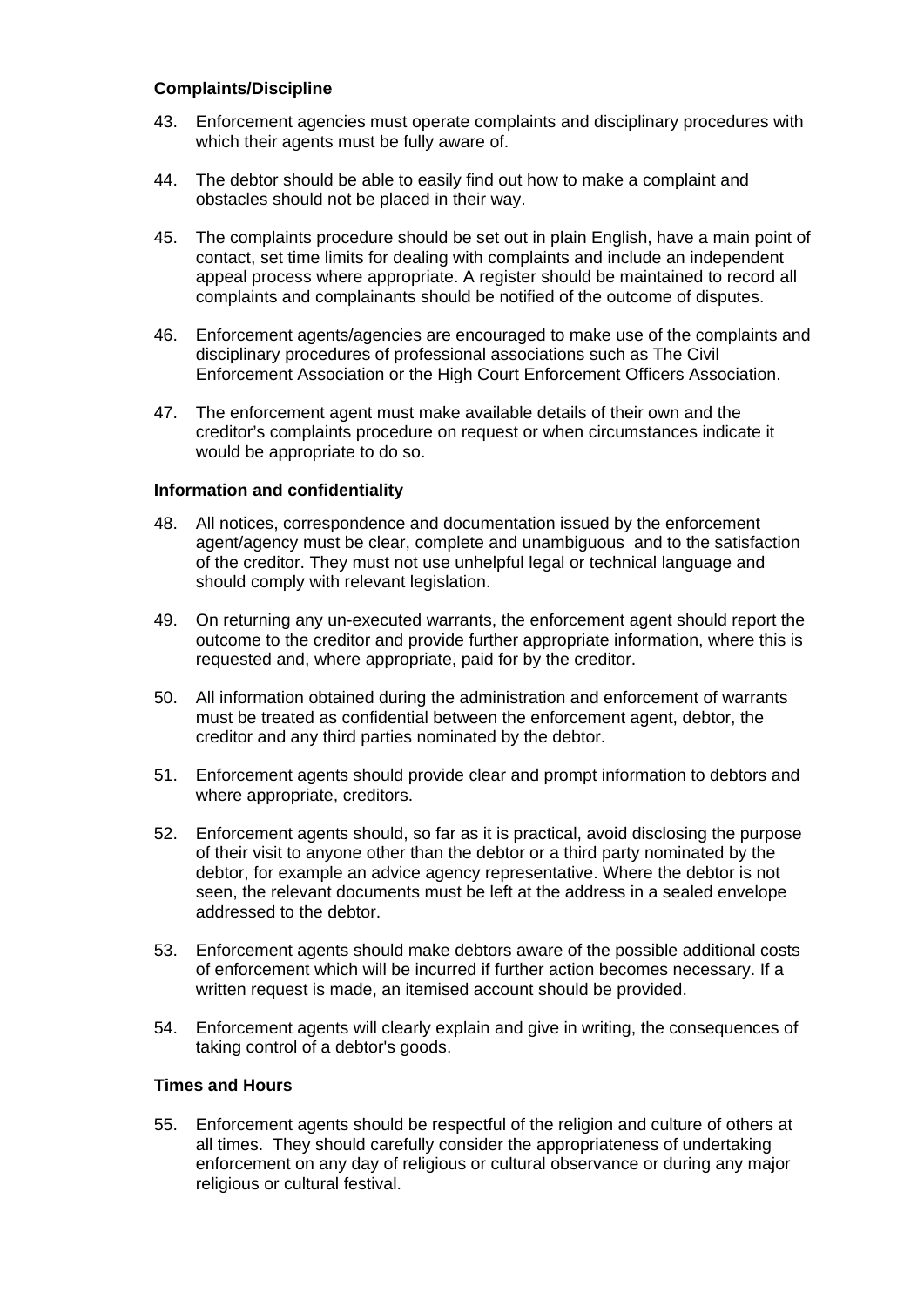**Complaints/Discipline**

43. Enforcement agencies must operate complaints and disciplinary procedures with which their agents must be fully aware of.

44. The debtor should be able to easily find out how to make a complaint and obstacles should not be placed in their way.

45. The complaints procedure should be set out in plain English, have a main point of contact, set time limits for dealing with complaints and include an independent appeal process where appropriate. A register should be maintained to record all complaints and complainants should be notified of the outcome of disputes.

46. Enforcement agents/agencies are encouraged to make use of the complaints and disciplinary procedures of professional associations such as The Civil Enforcement Association or the High Court Enforcement Officers Association.

47. The enforcement agent must make available details of their own and the creditor's complaints procedure on request or when circumstances indicate it would be appropriate to do so.

**Information and confidentiality**

48. All notices, correspondence and documentation issued by the enforcement agent/agency must be clear, complete and unambiguous and to the satisfaction of the creditor. They must not use unhelpful legal or technical language and should comply with relevant legislation.

49. On returning any un-executed warrants, the enforcement agent should report the outcome to the creditor and provide further appropriate information, where this is requested and, where appropriate, paid for by the creditor.

50. All information obtained during the administration and enforcement of warrants must be treated as confidential between the enforcement agent, debtor, the creditor and any third parties nominated by the debtor.

51. Enforcement agents should provide clear and prompt information to debtors and where appropriate, creditors.

52. Enforcement agents should, so far as it is practical, avoid disclosing the purpose of their visit to anyone other than the debtor or a third party nominated by the debtor, for example an advice agency representative. Where the debtor is not seen, the relevant documents must be left at the address in a sealed envelope addressed to the debtor.

53. Enforcement agents should make debtors aware of the possible additional costs of enforcement which will be incurred if further action becomes necessary. If a written request is made, an itemised account should be provided.

54. Enforcement agents will clearly explain and give in writing, the consequences of taking control of a debtor's goods.

**Times and Hours**

55. Enforcement agents should be respectful of the religion and culture of others at all times. They should carefully consider the appropriateness of undertaking enforcement on any day of religious or cultural observance or during any major religious or cultural festival.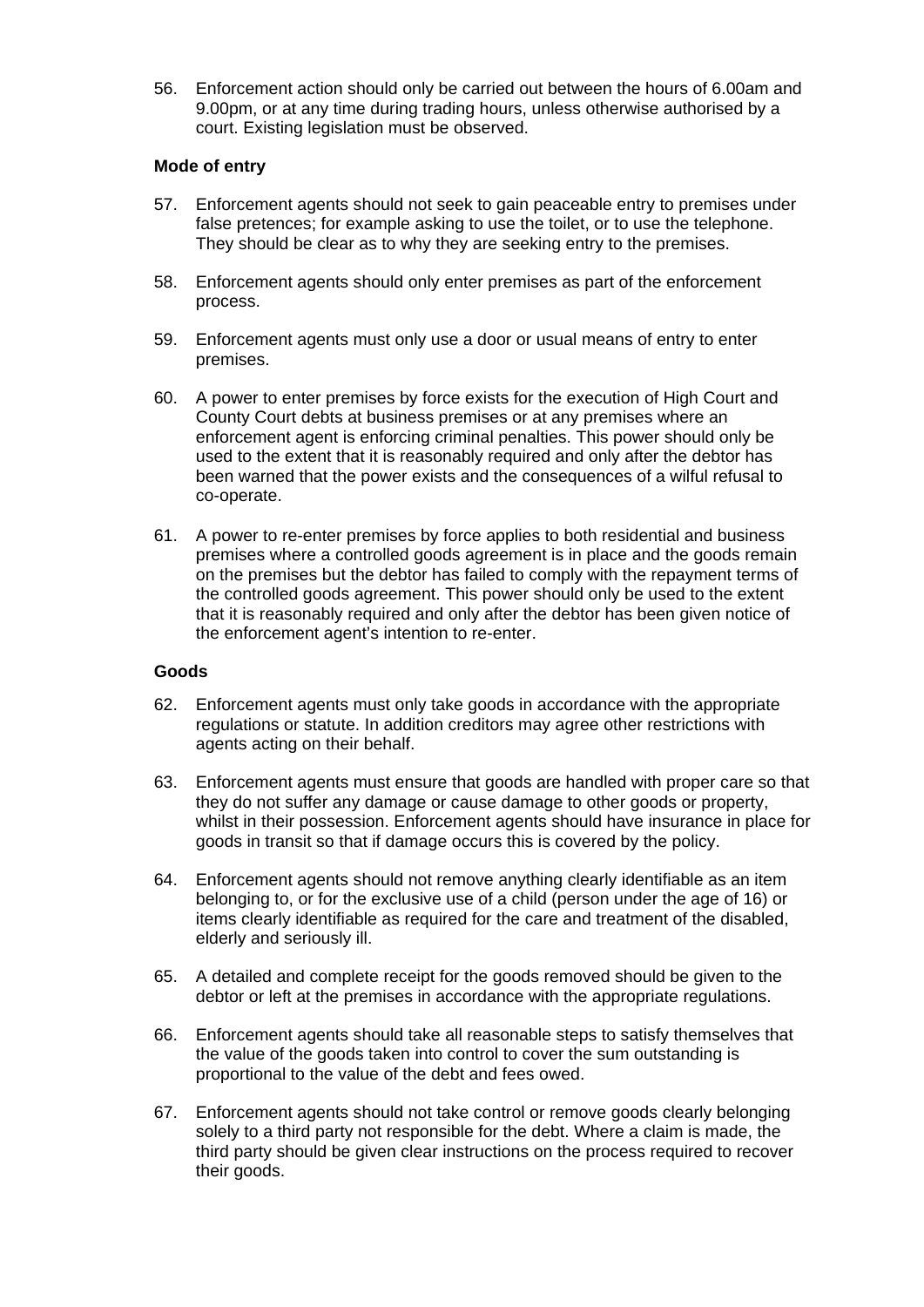56. Enforcement action should only be carried out between the hours of 6.00am and 9.00pm, or at any time during trading hours, unless otherwise authorised by a court. Existing legislation must be observed.

**Mode of entry**

57. Enforcement agents should not seek to gain peaceable entry to premises under false pretences; for example asking to use the toilet, or to use the telephone. They should be clear as to why they are seeking entry to the premises.

58. Enforcement agents should only enter premises as part of the enforcement process.

59. Enforcement agents must only use a door or usual means of entry to enter premises.

60. A power to enter premises by force exists for the execution of High Court and County Court debts at business premises or at any premises where an enforcement agent is enforcing criminal penalties. This power should only be used to the extent that it is reasonably required and only after the debtor has been warned that the power exists and the consequences of a wilful refusal to co-operate.

61. A power to re-enter premises by force applies to both residential and business premises where a controlled goods agreement is in place and the goods remain on the premises but the debtor has failed to comply with the repayment terms of the controlled goods agreement. This power should only be used to the extent that it is reasonably required and only after the debtor has been given notice of the enforcement agent's intention to re-enter.

**Goods**

62. Enforcement agents must only take goods in accordance with the appropriate regulations or statute. In addition creditors may agree other restrictions with agents acting on their behalf.

63. Enforcement agents must ensure that goods are handled with proper care so that they do not suffer any damage or cause damage to other goods or property, whilst in their possession. Enforcement agents should have insurance in place for goods in transit so that if damage occurs this is covered by the policy.

64. Enforcement agents should not remove anything clearly identifiable as an item belonging to, or for the exclusive use of a child (person under the age of 16) or items clearly identifiable as required for the care and treatment of the disabled, elderly and seriously ill.

65. A detailed and complete receipt for the goods removed should be given to the debtor or left at the premises in accordance with the appropriate regulations.

66. Enforcement agents should take all reasonable steps to satisfy themselves that the value of the goods taken into control to cover the sum outstanding is proportional to the value of the debt and fees owed.

67. Enforcement agents should not take control or remove goods clearly belonging solely to a third party not responsible for the debt. Where a claim is made, the third party should be given clear instructions on the process required to recover their goods.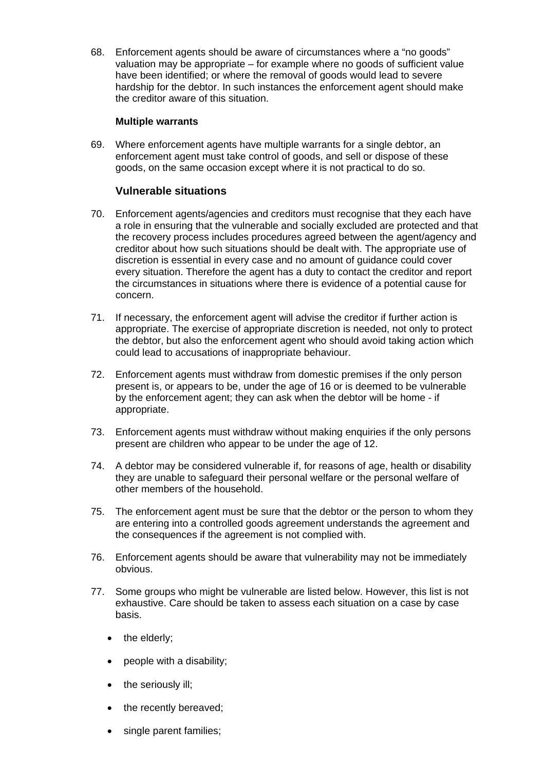68. Enforcement agents should be aware of circumstances where a "no goods" valuation may be appropriate – for example where no goods of sufficient value have been identified; or where the removal of goods would lead to severe hardship for the debtor. In such instances the enforcement agent should make the creditor aware of this situation.

**Multiple warrants**

69. Where enforcement agents have multiple warrants for a single debtor, an enforcement agent must take control of goods, and sell or dispose of these goods, on the same occasion except where it is not practical to do so.

### Vulnerable situations

70. Enforcement agents/agencies and creditors must recognise that they each have a role in ensuring that the vulnerable and socially excluded are protected and that the recovery process includes procedures agreed between the agent/agency and creditor about how such situations should be dealt with. The appropriate use of discretion is essential in every case and no amount of guidance could cover every situation. Therefore the agent has a duty to contact the creditor and report the circumstances in situations where there is evidence of a potential cause for concern.

71. If necessary, the enforcement agent will advise the creditor if further action is appropriate. The exercise of appropriate discretion is needed, not only to protect the debtor, but also the enforcement agent who should avoid taking action which could lead to accusations of inappropriate behaviour.

72. Enforcement agents must withdraw from domestic premises if the only person present is, or appears to be, under the age of 16 or is deemed to be vulnerable by the enforcement agent; they can ask when the debtor will be home - if appropriate.

73. Enforcement agents must withdraw without making enquiries if the only persons present are children who appear to be under the age of 12.

74. A debtor may be considered vulnerable if, for reasons of age, health or disability they are unable to safeguard their personal welfare or the personal welfare of other members of the household.

75. The enforcement agent must be sure that the debtor or the person to whom they are entering into a controlled goods agreement understands the agreement and the consequences if the agreement is not complied with.

76. Enforcement agents should be aware that vulnerability may not be immediately obvious.

77. Some groups who might be vulnerable are listed below. However, this list is not exhaustive. Care should be taken to assess each situation on a case by case basis.

    - the elderly;
    - people with a disability;
    - the seriously ill;
    - the recently bereaved;
    - single parent families;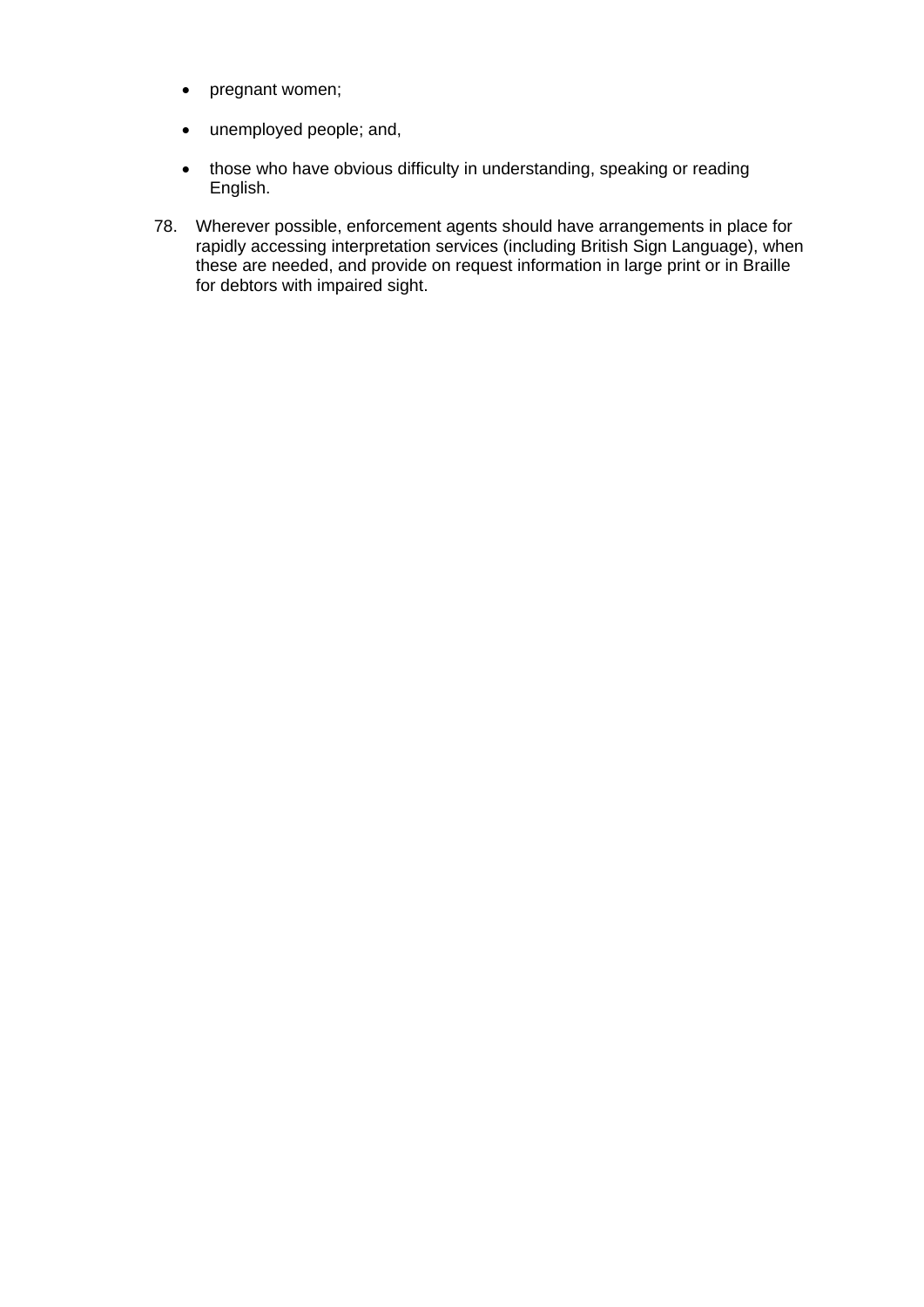- pregnant women;
- unemployed people; and,
- those who have obvious difficulty in understanding, speaking or reading English.

78. Wherever possible, enforcement agents should have arrangements in place for rapidly accessing interpretation services (including British Sign Language), when these are needed, and provide on request information in large print or in Braille for debtors with impaired sight.